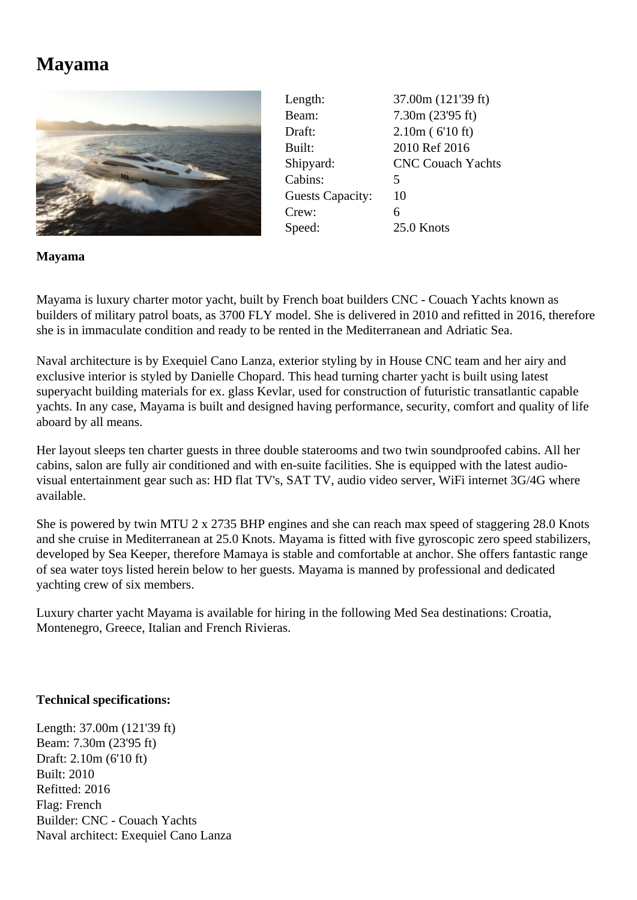# Mayama

| | |
|---|---|
| Length: | 37.00m (121'39 ft) |
| Beam: | 7.30m (23'95 ft) |
| Draft: | 2.10m ( 6'10 ft) |
| Built: | 2010 Ref 2016 |
| Shipyard: | CNC Couach Yachts |
| Cabins: | 5 |
| Guests Capacity: | 10 |
| Crew: | 6 |
| Speed: | 25.0 Knots |

**Mayama**

Mayama is luxury charter motor yacht, built by French boat builders CNC - Couach Yachts known as builders of military patrol boats, as 3700 FLY model. She is delivered in 2010 and refitted in 2016, therefore she is in immaculate condition and ready to be rented in the Mediterranean and Adriatic Sea.

Naval architecture is by Exequiel Cano Lanza, exterior styling by in House CNC team and her airy and exclusive interior is styled by Danielle Chopard. This head turning charter yacht is built using latest superyacht building materials for ex. glass Kevlar, used for construction of futuristic transatlantic capable yachts. In any case, Mayama is built and designed having performance, security, comfort and quality of life aboard by all means.

Her layout sleeps ten charter guests in three double staterooms and two twin soundproofed cabins. All her cabins, salon are fully air conditioned and with en-suite facilities. She is equipped with the latest audio-visual entertainment gear such as: HD flat TV's, SAT TV, audio video server, WiFi internet 3G/4G where available.

She is powered by twin MTU 2 x 2735 BHP engines and she can reach max speed of staggering 28.0 Knots and she cruise in Mediterranean at 25.0 Knots. Mayama is fitted with five gyroscopic zero speed stabilizers, developed by Sea Keeper, therefore Mamaya is stable and comfortable at anchor. She offers fantastic range of sea water toys listed herein below to her guests. Mayama is manned by professional and dedicated yachting crew of six members.

Luxury charter yacht Mayama is available for hiring in the following Med Sea destinations: Croatia, Montenegro, Greece, Italian and French Rivieras.

**Technical specifications:**

Length: 37.00m (121'39 ft)
Beam: 7.30m (23'95 ft)
Draft: 2.10m (6'10 ft)
Built: 2010
Refitted: 2016
Flag: French
Builder: CNC - Couach Yachts
Naval architect: Exequiel Cano Lanza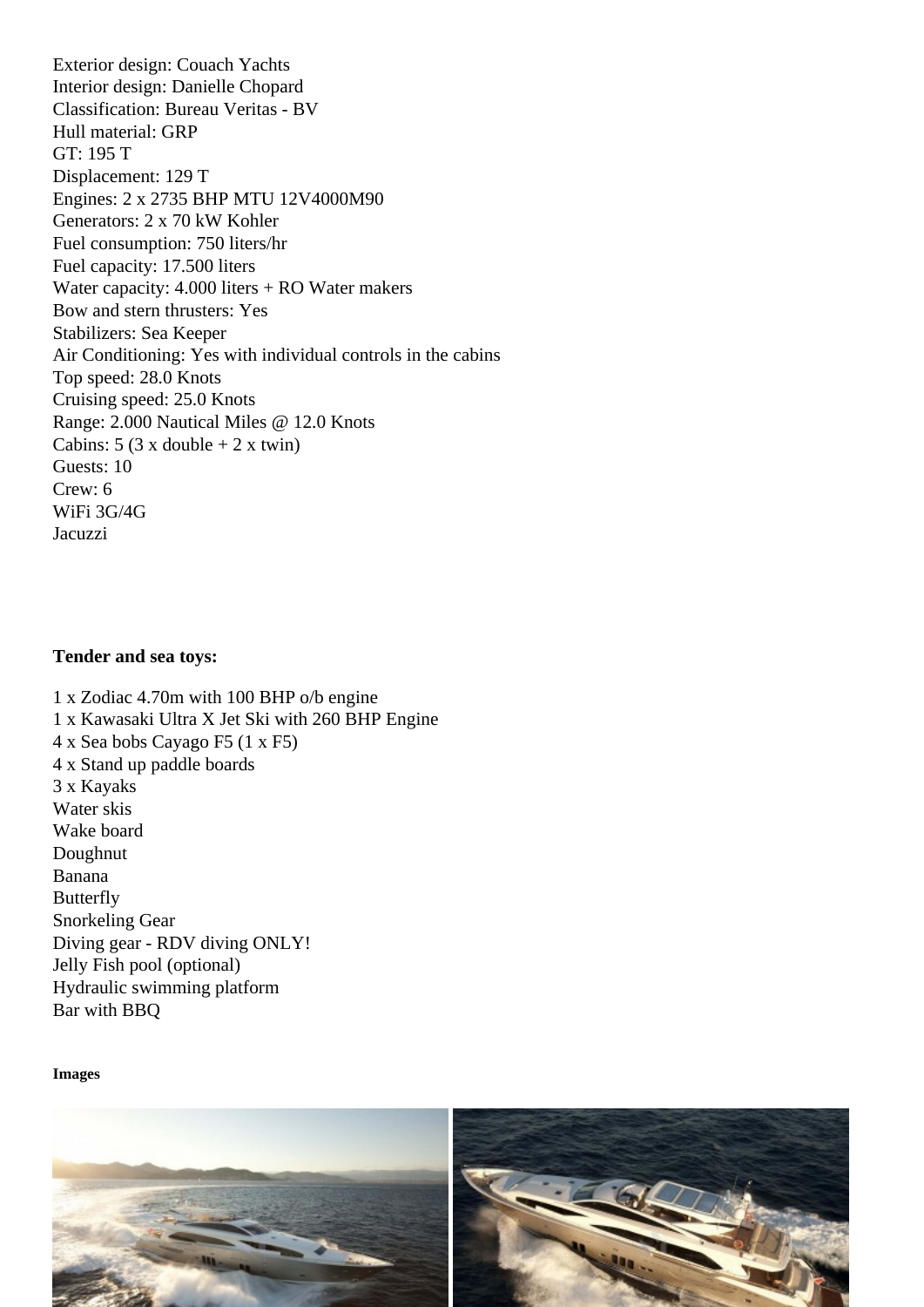Exterior design: Couach Yachts
Interior design: Danielle Chopard
Classification: Bureau Veritas - BV
Hull material: GRP
GT: 195 T
Displacement: 129 T
Engines: 2 x 2735 BHP MTU 12V4000M90
Generators: 2 x 70 kW Kohler
Fuel consumption: 750 liters/hr
Fuel capacity: 17.500 liters
Water capacity: 4.000 liters + RO Water makers
Bow and stern thrusters: Yes
Stabilizers: Sea Keeper
Air Conditioning: Yes with individual controls in the cabins
Top speed: 28.0 Knots
Cruising speed: 25.0 Knots
Range: 2.000 Nautical Miles @ 12.0 Knots
Cabins: 5 (3 x double + 2 x twin)
Guests: 10
Crew: 6
WiFi 3G/4G
Jacuzzi

**Tender and sea toys:**

1 x Zodiac 4.70m with 100 BHP o/b engine
1 x Kawasaki Ultra X Jet Ski with 260 BHP Engine
4 x Sea bobs Cayago F5 (1 x F5)
4 x Stand up paddle boards
3 x Kayaks
Water skis
Wake board
Doughnut
Banana
Butterfly
Snorkeling Gear
Diving gear - RDV diving ONLY!
Jelly Fish pool (optional)
Hydraulic swimming platform
Bar with BBQ

**Images**